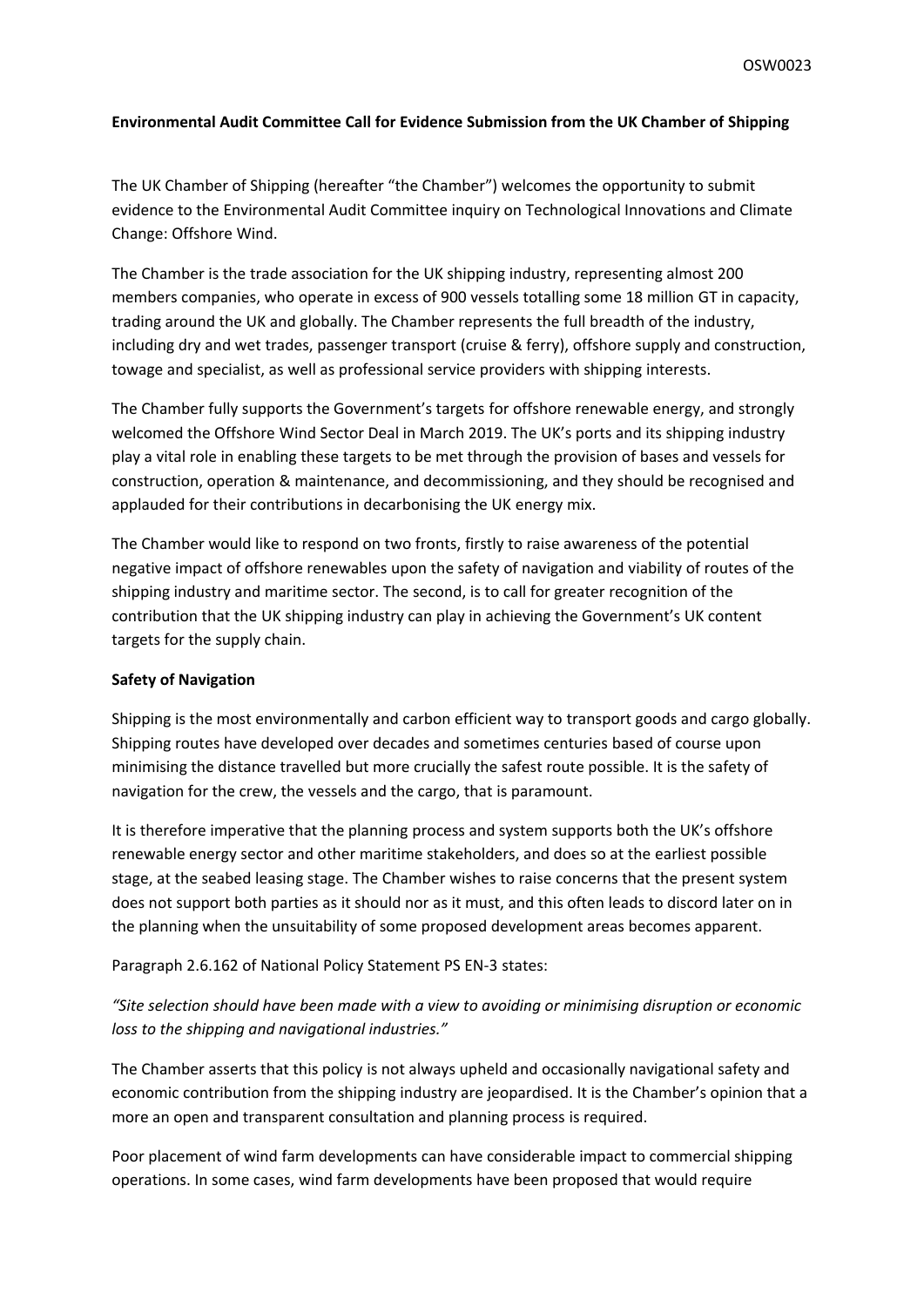**Environmental Audit Committee Call for Evidence Submission from the UK Chamber of Shipping**

The UK Chamber of Shipping (hereafter "the Chamber") welcomes the opportunity to submit evidence to the Environmental Audit Committee inquiry on Technological Innovations and Climate Change: Offshore Wind.

The Chamber is the trade association for the UK shipping industry, representing almost 200 members companies, who operate in excess of 900 vessels totalling some 18 million GT in capacity, trading around the UK and globally. The Chamber represents the full breadth of the industry, including dry and wet trades, passenger transport (cruise & ferry), offshore supply and construction, towage and specialist, as well as professional service providers with shipping interests.

The Chamber fully supports the Government's targets for offshore renewable energy, and strongly welcomed the Offshore Wind Sector Deal in March 2019. The UK's ports and its shipping industry play a vital role in enabling these targets to be met through the provision of bases and vessels for construction, operation & maintenance, and decommissioning, and they should be recognised and applauded for their contributions in decarbonising the UK energy mix.

The Chamber would like to respond on two fronts, firstly to raise awareness of the potential negative impact of offshore renewables upon the safety of navigation and viability of routes of the shipping industry and maritime sector. The second, is to call for greater recognition of the contribution that the UK shipping industry can play in achieving the Government's UK content targets for the supply chain.

**Safety of Navigation**

Shipping is the most environmentally and carbon efficient way to transport goods and cargo globally. Shipping routes have developed over decades and sometimes centuries based of course upon minimising the distance travelled but more crucially the safest route possible. It is the safety of navigation for the crew, the vessels and the cargo, that is paramount.

It is therefore imperative that the planning process and system supports both the UK's offshore renewable energy sector and other maritime stakeholders, and does so at the earliest possible stage, at the seabed leasing stage. The Chamber wishes to raise concerns that the present system does not support both parties as it should nor as it must, and this often leads to discord later on in the planning when the unsuitability of some proposed development areas becomes apparent.

Paragraph 2.6.162 of National Policy Statement PS EN-3 states:

*"Site selection should have been made with a view to avoiding or minimising disruption or economic loss to the shipping and navigational industries."*

The Chamber asserts that this policy is not always upheld and occasionally navigational safety and economic contribution from the shipping industry are jeopardised. It is the Chamber's opinion that a more an open and transparent consultation and planning process is required.

Poor placement of wind farm developments can have considerable impact to commercial shipping operations. In some cases, wind farm developments have been proposed that would require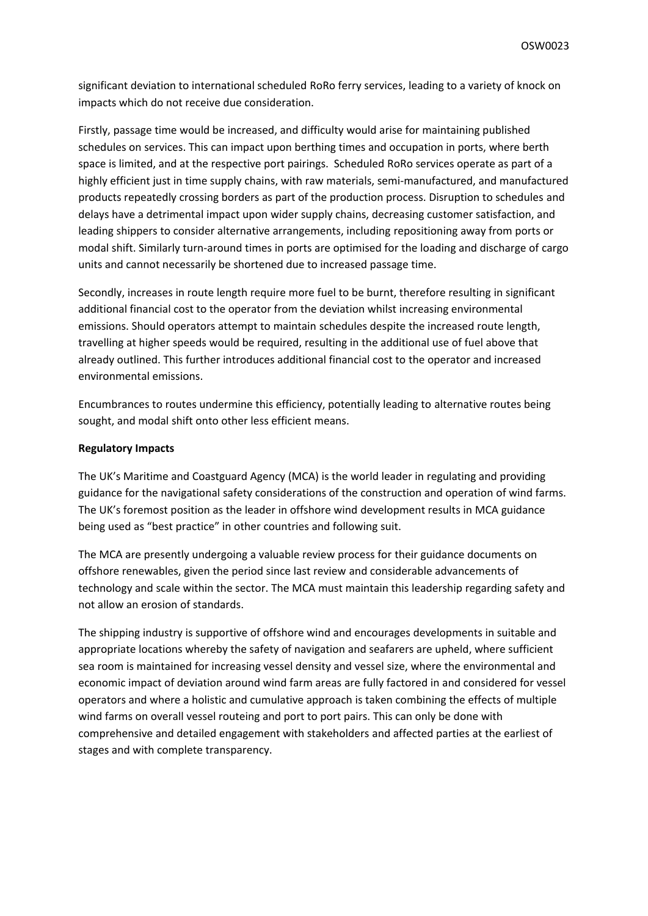significant deviation to international scheduled RoRo ferry services, leading to a variety of knock on impacts which do not receive due consideration.

Firstly, passage time would be increased, and difficulty would arise for maintaining published schedules on services. This can impact upon berthing times and occupation in ports, where berth space is limited, and at the respective port pairings. Scheduled RoRo services operate as part of a highly efficient just in time supply chains, with raw materials, semi-manufactured, and manufactured products repeatedly crossing borders as part of the production process. Disruption to schedules and delays have a detrimental impact upon wider supply chains, decreasing customer satisfaction, and leading shippers to consider alternative arrangements, including repositioning away from ports or modal shift. Similarly turn-around times in ports are optimised for the loading and discharge of cargo units and cannot necessarily be shortened due to increased passage time.

Secondly, increases in route length require more fuel to be burnt, therefore resulting in significant additional financial cost to the operator from the deviation whilst increasing environmental emissions. Should operators attempt to maintain schedules despite the increased route length, travelling at higher speeds would be required, resulting in the additional use of fuel above that already outlined. This further introduces additional financial cost to the operator and increased environmental emissions.

Encumbrances to routes undermine this efficiency, potentially leading to alternative routes being sought, and modal shift onto other less efficient means.

**Regulatory Impacts**

The UK's Maritime and Coastguard Agency (MCA) is the world leader in regulating and providing guidance for the navigational safety considerations of the construction and operation of wind farms. The UK's foremost position as the leader in offshore wind development results in MCA guidance being used as "best practice" in other countries and following suit.

The MCA are presently undergoing a valuable review process for their guidance documents on offshore renewables, given the period since last review and considerable advancements of technology and scale within the sector. The MCA must maintain this leadership regarding safety and not allow an erosion of standards.

The shipping industry is supportive of offshore wind and encourages developments in suitable and appropriate locations whereby the safety of navigation and seafarers are upheld, where sufficient sea room is maintained for increasing vessel density and vessel size, where the environmental and economic impact of deviation around wind farm areas are fully factored in and considered for vessel operators and where a holistic and cumulative approach is taken combining the effects of multiple wind farms on overall vessel routeing and port to port pairs. This can only be done with comprehensive and detailed engagement with stakeholders and affected parties at the earliest of stages and with complete transparency.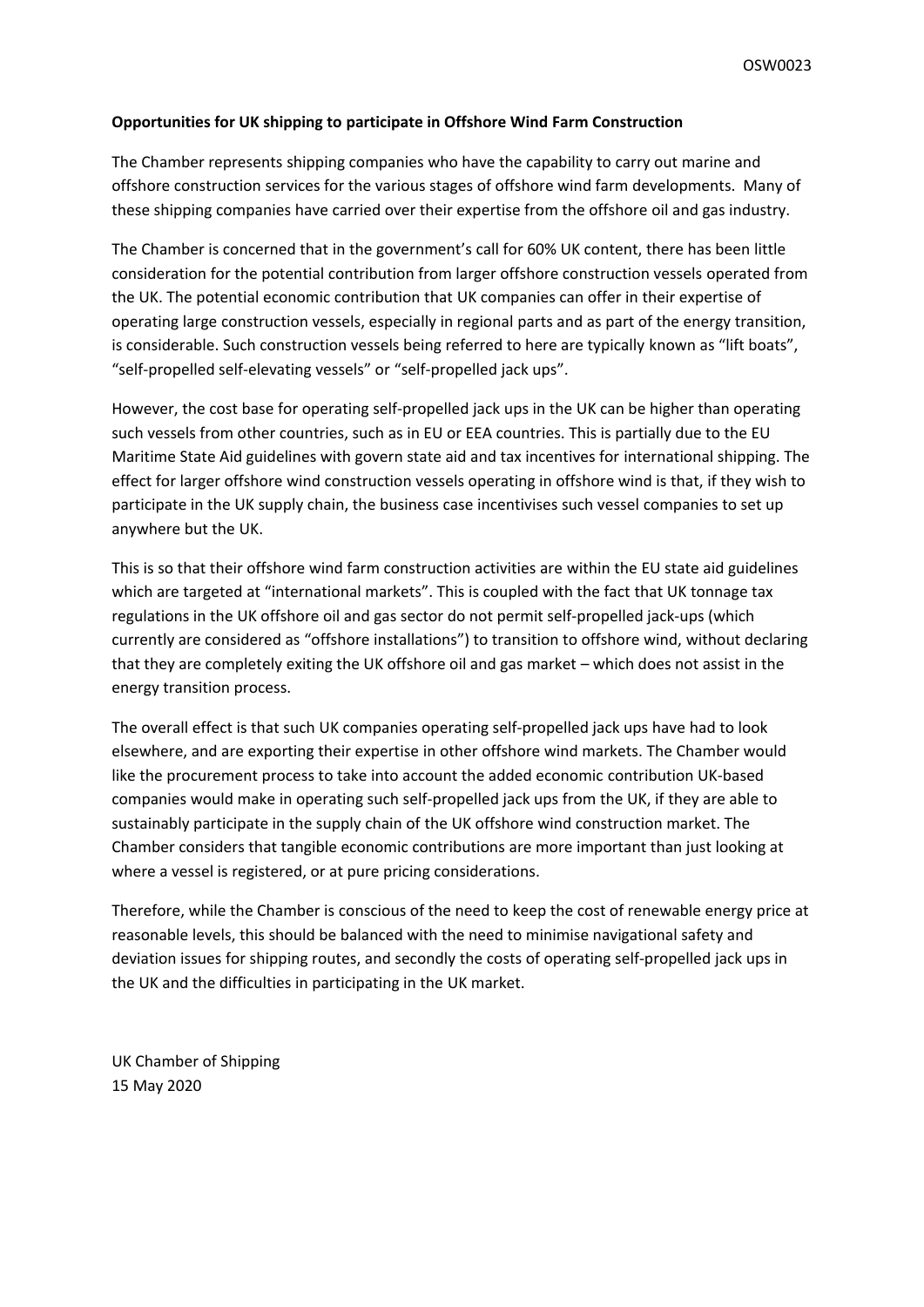**Opportunities for UK shipping to participate in Offshore Wind Farm Construction**

The Chamber represents shipping companies who have the capability to carry out marine and offshore construction services for the various stages of offshore wind farm developments. Many of these shipping companies have carried over their expertise from the offshore oil and gas industry.

The Chamber is concerned that in the government's call for 60% UK content, there has been little consideration for the potential contribution from larger offshore construction vessels operated from the UK. The potential economic contribution that UK companies can offer in their expertise of operating large construction vessels, especially in regional parts and as part of the energy transition, is considerable. Such construction vessels being referred to here are typically known as "lift boats", "self-propelled self-elevating vessels" or "self-propelled jack ups".

However, the cost base for operating self-propelled jack ups in the UK can be higher than operating such vessels from other countries, such as in EU or EEA countries. This is partially due to the EU Maritime State Aid guidelines with govern state aid and tax incentives for international shipping. The effect for larger offshore wind construction vessels operating in offshore wind is that, if they wish to participate in the UK supply chain, the business case incentivises such vessel companies to set up anywhere but the UK.

This is so that their offshore wind farm construction activities are within the EU state aid guidelines which are targeted at "international markets". This is coupled with the fact that UK tonnage tax regulations in the UK offshore oil and gas sector do not permit self-propelled jack-ups (which currently are considered as "offshore installations") to transition to offshore wind, without declaring that they are completely exiting the UK offshore oil and gas market – which does not assist in the energy transition process.

The overall effect is that such UK companies operating self-propelled jack ups have had to look elsewhere, and are exporting their expertise in other offshore wind markets. The Chamber would like the procurement process to take into account the added economic contribution UK-based companies would make in operating such self-propelled jack ups from the UK, if they are able to sustainably participate in the supply chain of the UK offshore wind construction market. The Chamber considers that tangible economic contributions are more important than just looking at where a vessel is registered, or at pure pricing considerations.

Therefore, while the Chamber is conscious of the need to keep the cost of renewable energy price at reasonable levels, this should be balanced with the need to minimise navigational safety and deviation issues for shipping routes, and secondly the costs of operating self-propelled jack ups in the UK and the difficulties in participating in the UK market.

UK Chamber of Shipping
15 May 2020